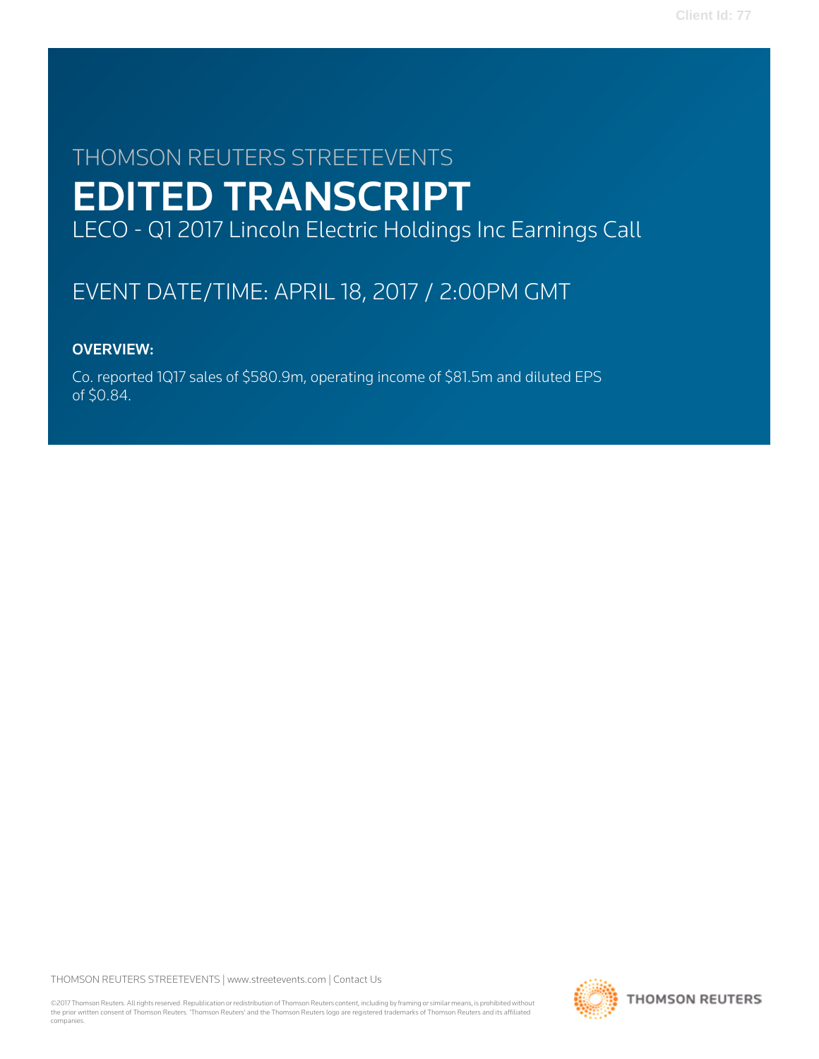THOMSON REUTERS STREETEVENTS

# EDITED TRANSCRIPT

LECO - Q1 2017 Lincoln Electric Holdings Inc Earnings Call

EVENT DATE/TIME: APRIL 18, 2017 / 2:00PM GMT

**OVERVIEW:**

Co. reported 1Q17 sales of $580.9m, operating income of $81.5m and diluted EPS of $0.84.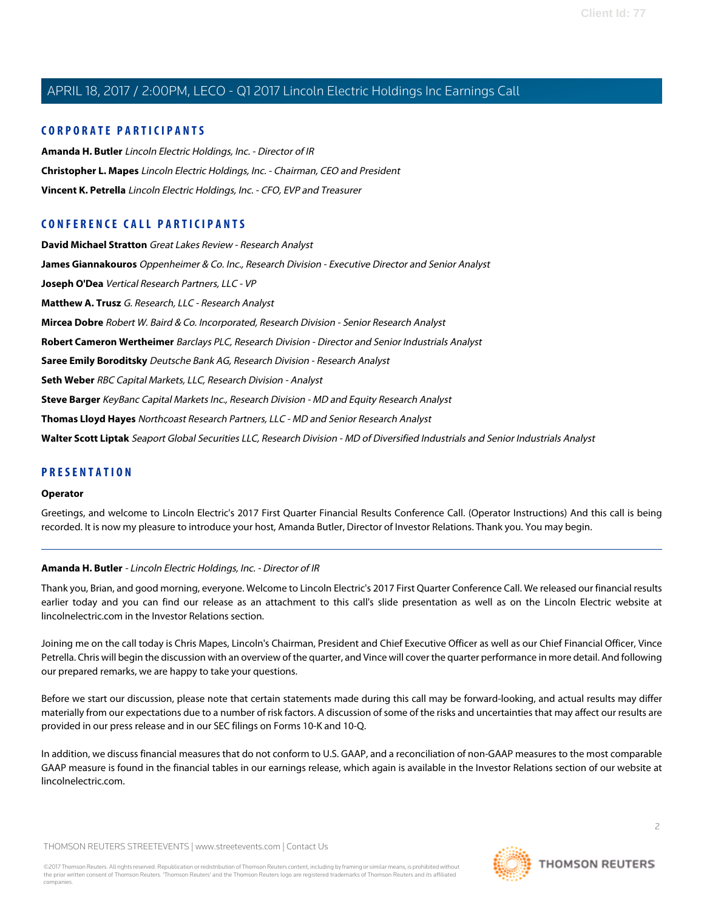## CORPORATE PARTICIPANTS

**Amanda H. Butler** *Lincoln Electric Holdings, Inc. - Director of IR*

**Christopher L. Mapes** *Lincoln Electric Holdings, Inc. - Chairman, CEO and President*

**Vincent K. Petrella** *Lincoln Electric Holdings, Inc. - CFO, EVP and Treasurer*

## CONFERENCE CALL PARTICIPANTS

**David Michael Stratton** *Great Lakes Review - Research Analyst*

**James Giannakouros** *Oppenheimer & Co. Inc., Research Division - Executive Director and Senior Analyst*

**Joseph O'Dea** *Vertical Research Partners, LLC - VP*

**Matthew A. Trusz** *G. Research, LLC - Research Analyst*

**Mircea Dobre** *Robert W. Baird & Co. Incorporated, Research Division - Senior Research Analyst*

**Robert Cameron Wertheimer** *Barclays PLC, Research Division - Director and Senior Industrials Analyst*

**Saree Emily Boroditsky** *Deutsche Bank AG, Research Division - Research Analyst*

**Seth Weber** *RBC Capital Markets, LLC, Research Division - Analyst*

**Steve Barger** *KeyBanc Capital Markets Inc., Research Division - MD and Equity Research Analyst*

**Thomas Lloyd Hayes** *Northcoast Research Partners, LLC - MD and Senior Research Analyst*

**Walter Scott Liptak** *Seaport Global Securities LLC, Research Division - MD of Diversified Industrials and Senior Industrials Analyst*

## PRESENTATION

**Operator**

Greetings, and welcome to Lincoln Electric's 2017 First Quarter Financial Results Conference Call. (Operator Instructions) And this call is being recorded. It is now my pleasure to introduce your host, Amanda Butler, Director of Investor Relations. Thank you. You may begin.

---

**Amanda H. Butler** - *Lincoln Electric Holdings, Inc. - Director of IR*

Thank you, Brian, and good morning, everyone. Welcome to Lincoln Electric's 2017 First Quarter Conference Call. We released our financial results earlier today and you can find our release as an attachment to this call's slide presentation as well as on the Lincoln Electric website at lincolnelectric.com in the Investor Relations section.

Joining me on the call today is Chris Mapes, Lincoln's Chairman, President and Chief Executive Officer as well as our Chief Financial Officer, Vince Petrella. Chris will begin the discussion with an overview of the quarter, and Vince will cover the quarter performance in more detail. And following our prepared remarks, we are happy to take your questions.

Before we start our discussion, please note that certain statements made during this call may be forward-looking, and actual results may differ materially from our expectations due to a number of risk factors. A discussion of some of the risks and uncertainties that may affect our results are provided in our press release and in our SEC filings on Forms 10-K and 10-Q.

In addition, we discuss financial measures that do not conform to U.S. GAAP, and a reconciliation of non-GAAP measures to the most comparable GAAP measure is found in the financial tables in our earnings release, which again is available in the Investor Relations section of our website at lincolnelectric.com.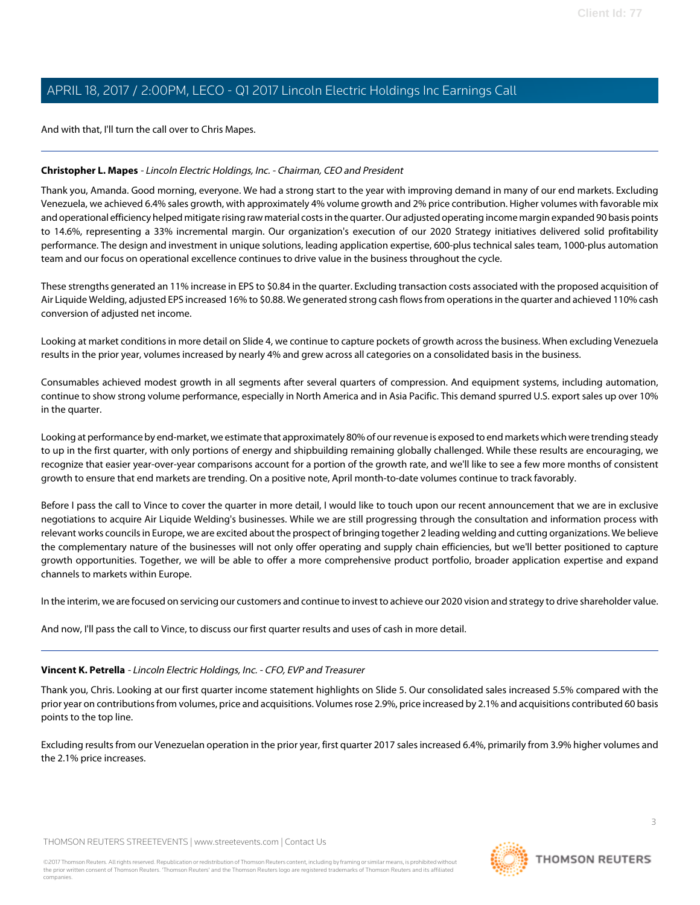And with that, I'll turn the call over to Chris Mapes.

---

**Christopher L. Mapes** - *Lincoln Electric Holdings, Inc. - Chairman, CEO and President*

Thank you, Amanda. Good morning, everyone. We had a strong start to the year with improving demand in many of our end markets. Excluding Venezuela, we achieved 6.4% sales growth, with approximately 4% volume growth and 2% price contribution. Higher volumes with favorable mix and operational efficiency helped mitigate rising raw material costs in the quarter. Our adjusted operating income margin expanded 90 basis points to 14.6%, representing a 33% incremental margin. Our organization's execution of our 2020 Strategy initiatives delivered solid profitability performance. The design and investment in unique solutions, leading application expertise, 600-plus technical sales team, 1000-plus automation team and our focus on operational excellence continues to drive value in the business throughout the cycle.

These strengths generated an 11% increase in EPS to $0.84 in the quarter. Excluding transaction costs associated with the proposed acquisition of Air Liquide Welding, adjusted EPS increased 16% to $0.88. We generated strong cash flows from operations in the quarter and achieved 110% cash conversion of adjusted net income.

Looking at market conditions in more detail on Slide 4, we continue to capture pockets of growth across the business. When excluding Venezuela results in the prior year, volumes increased by nearly 4% and grew across all categories on a consolidated basis in the business.

Consumables achieved modest growth in all segments after several quarters of compression. And equipment systems, including automation, continue to show strong volume performance, especially in North America and in Asia Pacific. This demand spurred U.S. export sales up over 10% in the quarter.

Looking at performance by end-market, we estimate that approximately 80% of our revenue is exposed to end markets which were trending steady to up in the first quarter, with only portions of energy and shipbuilding remaining globally challenged. While these results are encouraging, we recognize that easier year-over-year comparisons account for a portion of the growth rate, and we'll like to see a few more months of consistent growth to ensure that end markets are trending. On a positive note, April month-to-date volumes continue to track favorably.

Before I pass the call to Vince to cover the quarter in more detail, I would like to touch upon our recent announcement that we are in exclusive negotiations to acquire Air Liquide Welding's businesses. While we are still progressing through the consultation and information process with relevant works councils in Europe, we are excited about the prospect of bringing together 2 leading welding and cutting organizations. We believe the complementary nature of the businesses will not only offer operating and supply chain efficiencies, but we'll better positioned to capture growth opportunities. Together, we will be able to offer a more comprehensive product portfolio, broader application expertise and expand channels to markets within Europe.

In the interim, we are focused on servicing our customers and continue to invest to achieve our 2020 vision and strategy to drive shareholder value.

And now, I'll pass the call to Vince, to discuss our first quarter results and uses of cash in more detail.

---

**Vincent K. Petrella** - *Lincoln Electric Holdings, Inc. - CFO, EVP and Treasurer*

Thank you, Chris. Looking at our first quarter income statement highlights on Slide 5. Our consolidated sales increased 5.5% compared with the prior year on contributions from volumes, price and acquisitions. Volumes rose 2.9%, price increased by 2.1% and acquisitions contributed 60 basis points to the top line.

Excluding results from our Venezuelan operation in the prior year, first quarter 2017 sales increased 6.4%, primarily from 3.9% higher volumes and the 2.1% price increases.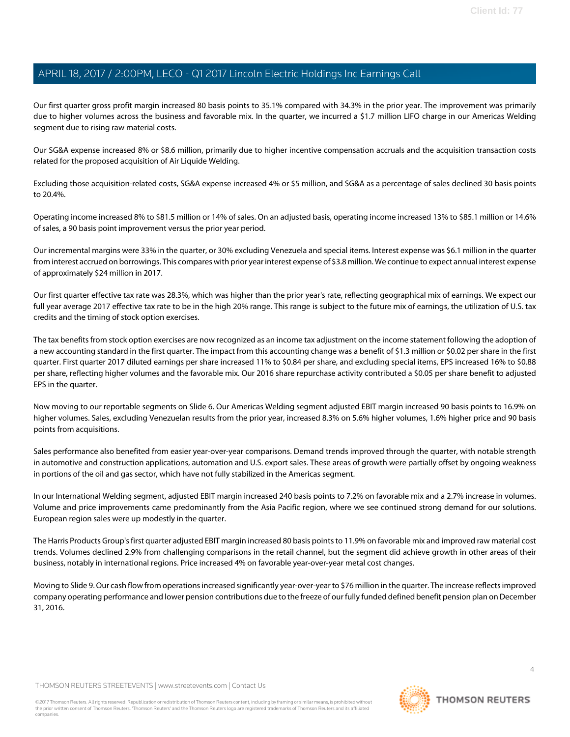Our first quarter gross profit margin increased 80 basis points to 35.1% compared with 34.3% in the prior year. The improvement was primarily due to higher volumes across the business and favorable mix. In the quarter, we incurred a $1.7 million LIFO charge in our Americas Welding segment due to rising raw material costs.

Our SG&A expense increased 8% or $8.6 million, primarily due to higher incentive compensation accruals and the acquisition transaction costs related for the proposed acquisition of Air Liquide Welding.

Excluding those acquisition-related costs, SG&A expense increased 4% or $5 million, and SG&A as a percentage of sales declined 30 basis points to 20.4%.

Operating income increased 8% to $81.5 million or 14% of sales. On an adjusted basis, operating income increased 13% to $85.1 million or 14.6% of sales, a 90 basis point improvement versus the prior year period.

Our incremental margins were 33% in the quarter, or 30% excluding Venezuela and special items. Interest expense was $6.1 million in the quarter from interest accrued on borrowings. This compares with prior year interest expense of $3.8 million. We continue to expect annual interest expense of approximately $24 million in 2017.

Our first quarter effective tax rate was 28.3%, which was higher than the prior year's rate, reflecting geographical mix of earnings. We expect our full year average 2017 effective tax rate to be in the high 20% range. This range is subject to the future mix of earnings, the utilization of U.S. tax credits and the timing of stock option exercises.

The tax benefits from stock option exercises are now recognized as an income tax adjustment on the income statement following the adoption of a new accounting standard in the first quarter. The impact from this accounting change was a benefit of $1.3 million or $0.02 per share in the first quarter. First quarter 2017 diluted earnings per share increased 11% to $0.84 per share, and excluding special items, EPS increased 16% to $0.88 per share, reflecting higher volumes and the favorable mix. Our 2016 share repurchase activity contributed a $0.05 per share benefit to adjusted EPS in the quarter.

Now moving to our reportable segments on Slide 6. Our Americas Welding segment adjusted EBIT margin increased 90 basis points to 16.9% on higher volumes. Sales, excluding Venezuelan results from the prior year, increased 8.3% on 5.6% higher volumes, 1.6% higher price and 90 basis points from acquisitions.

Sales performance also benefited from easier year-over-year comparisons. Demand trends improved through the quarter, with notable strength in automotive and construction applications, automation and U.S. export sales. These areas of growth were partially offset by ongoing weakness in portions of the oil and gas sector, which have not fully stabilized in the Americas segment.

In our International Welding segment, adjusted EBIT margin increased 240 basis points to 7.2% on favorable mix and a 2.7% increase in volumes. Volume and price improvements came predominantly from the Asia Pacific region, where we see continued strong demand for our solutions. European region sales were up modestly in the quarter.

The Harris Products Group's first quarter adjusted EBIT margin increased 80 basis points to 11.9% on favorable mix and improved raw material cost trends. Volumes declined 2.9% from challenging comparisons in the retail channel, but the segment did achieve growth in other areas of their business, notably in international regions. Price increased 4% on favorable year-over-year metal cost changes.

Moving to Slide 9. Our cash flow from operations increased significantly year-over-year to $76 million in the quarter. The increase reflects improved company operating performance and lower pension contributions due to the freeze of our fully funded defined benefit pension plan on December 31, 2016.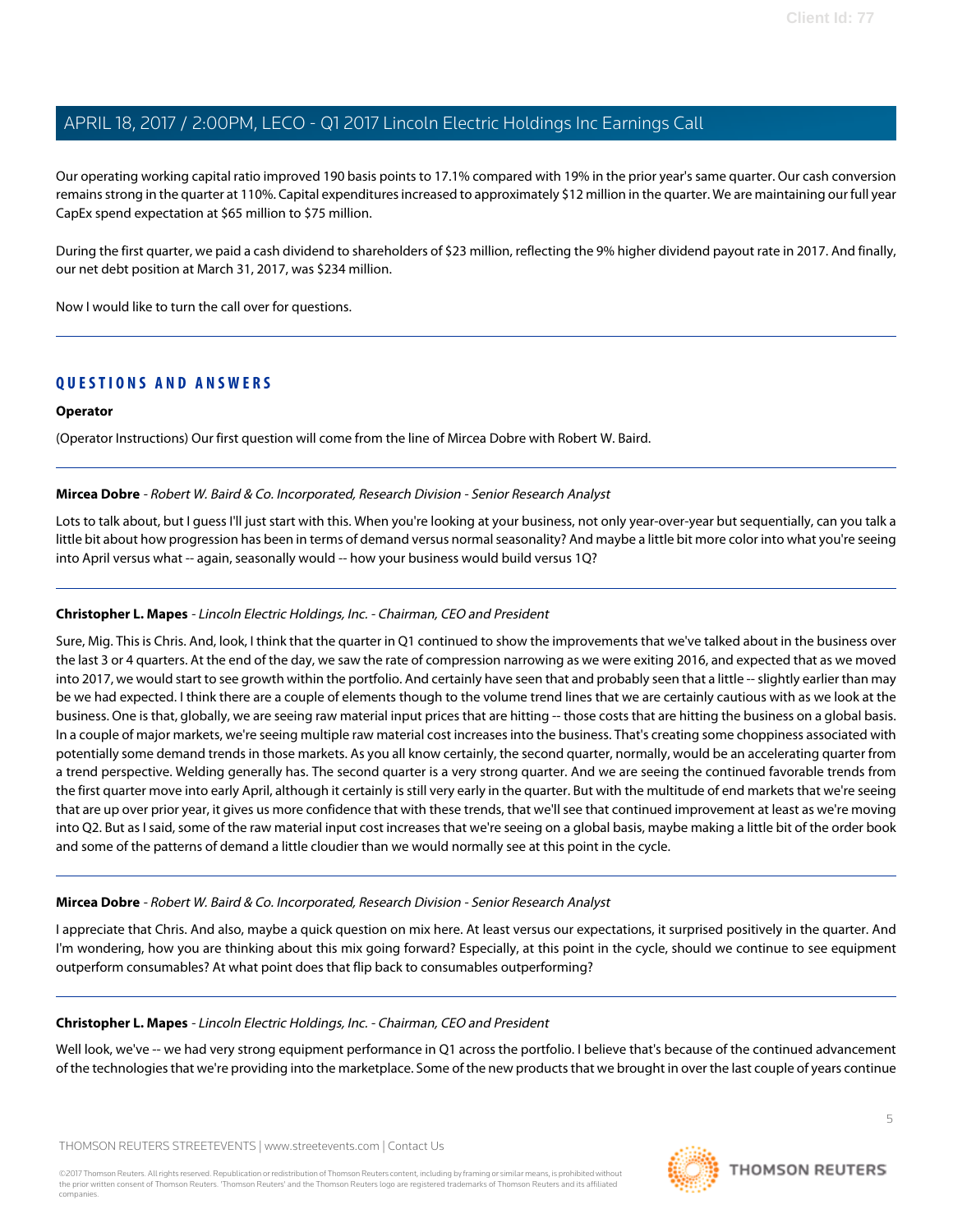Our operating working capital ratio improved 190 basis points to 17.1% compared with 19% in the prior year's same quarter. Our cash conversion remains strong in the quarter at 110%. Capital expenditures increased to approximately $12 million in the quarter. We are maintaining our full year CapEx spend expectation at $65 million to $75 million.

During the first quarter, we paid a cash dividend to shareholders of $23 million, reflecting the 9% higher dividend payout rate in 2017. And finally, our net debt position at March 31, 2017, was $234 million.

Now I would like to turn the call over for questions.

---

## QUESTIONS AND ANSWERS

**Operator**

(Operator Instructions) Our first question will come from the line of Mircea Dobre with Robert W. Baird.

---

**Mircea Dobre** - *Robert W. Baird & Co. Incorporated, Research Division - Senior Research Analyst*

Lots to talk about, but I guess I'll just start with this. When you're looking at your business, not only year-over-year but sequentially, can you talk a little bit about how progression has been in terms of demand versus normal seasonality? And maybe a little bit more color into what you're seeing into April versus what -- again, seasonally would -- how your business would build versus 1Q?

---

**Christopher L. Mapes** - *Lincoln Electric Holdings, Inc. - Chairman, CEO and President*

Sure, Mig. This is Chris. And, look, I think that the quarter in Q1 continued to show the improvements that we've talked about in the business over the last 3 or 4 quarters. At the end of the day, we saw the rate of compression narrowing as we were exiting 2016, and expected that as we moved into 2017, we would start to see growth within the portfolio. And certainly have seen that and probably seen that a little -- slightly earlier than may be we had expected. I think there are a couple of elements though to the volume trend lines that we are certainly cautious with as we look at the business. One is that, globally, we are seeing raw material input prices that are hitting -- those costs that are hitting the business on a global basis. In a couple of major markets, we're seeing multiple raw material cost increases into the business. That's creating some choppiness associated with potentially some demand trends in those markets. As you all know certainly, the second quarter, normally, would be an accelerating quarter from a trend perspective. Welding generally has. The second quarter is a very strong quarter. And we are seeing the continued favorable trends from the first quarter move into early April, although it certainly is still very early in the quarter. But with the multitude of end markets that we're seeing that are up over prior year, it gives us more confidence that with these trends, that we'll see that continued improvement at least as we're moving into Q2. But as I said, some of the raw material input cost increases that we're seeing on a global basis, maybe making a little bit of the order book and some of the patterns of demand a little cloudier than we would normally see at this point in the cycle.

---

**Mircea Dobre** - *Robert W. Baird & Co. Incorporated, Research Division - Senior Research Analyst*

I appreciate that Chris. And also, maybe a quick question on mix here. At least versus our expectations, it surprised positively in the quarter. And I'm wondering, how you are thinking about this mix going forward? Especially, at this point in the cycle, should we continue to see equipment outperform consumables? At what point does that flip back to consumables outperforming?

---

**Christopher L. Mapes** - *Lincoln Electric Holdings, Inc. - Chairman, CEO and President*

Well look, we've -- we had very strong equipment performance in Q1 across the portfolio. I believe that's because of the continued advancement of the technologies that we're providing into the marketplace. Some of the new products that we brought in over the last couple of years continue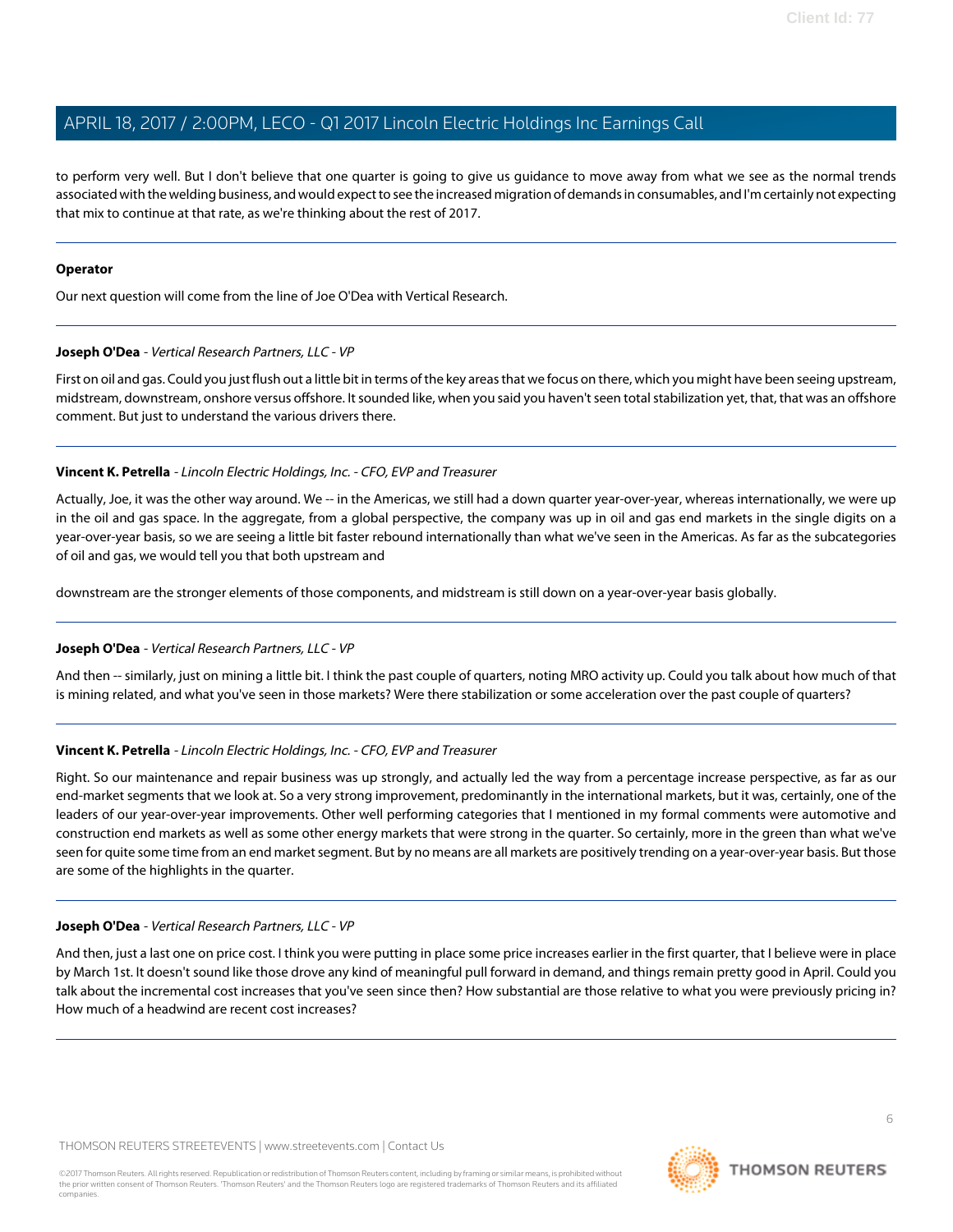to perform very well. But I don't believe that one quarter is going to give us guidance to move away from what we see as the normal trends associated with the welding business, and would expect to see the increased migration of demands in consumables, and I'm certainly not expecting that mix to continue at that rate, as we're thinking about the rest of 2017.

---

**Operator**

Our next question will come from the line of Joe O'Dea with Vertical Research.

---

**Joseph O'Dea** - *Vertical Research Partners, LLC - VP*

First on oil and gas. Could you just flush out a little bit in terms of the key areas that we focus on there, which you might have been seeing upstream, midstream, downstream, onshore versus offshore. It sounded like, when you said you haven't seen total stabilization yet, that, that was an offshore comment. But just to understand the various drivers there.

---

**Vincent K. Petrella** - *Lincoln Electric Holdings, Inc. - CFO, EVP and Treasurer*

Actually, Joe, it was the other way around. We -- in the Americas, we still had a down quarter year-over-year, whereas internationally, we were up in the oil and gas space. In the aggregate, from a global perspective, the company was up in oil and gas end markets in the single digits on a year-over-year basis, so we are seeing a little bit faster rebound internationally than what we've seen in the Americas. As far as the subcategories of oil and gas, we would tell you that both upstream and downstream are the stronger elements of those components, and midstream is still down on a year-over-year basis globally.

---

**Joseph O'Dea** - *Vertical Research Partners, LLC - VP*

And then -- similarly, just on mining a little bit. I think the past couple of quarters, noting MRO activity up. Could you talk about how much of that is mining related, and what you've seen in those markets? Were there stabilization or some acceleration over the past couple of quarters?

---

**Vincent K. Petrella** - *Lincoln Electric Holdings, Inc. - CFO, EVP and Treasurer*

Right. So our maintenance and repair business was up strongly, and actually led the way from a percentage increase perspective, as far as our end-market segments that we look at. So a very strong improvement, predominantly in the international markets, but it was, certainly, one of the leaders of our year-over-year improvements. Other well performing categories that I mentioned in my formal comments were automotive and construction end markets as well as some other energy markets that were strong in the quarter. So certainly, more in the green than what we've seen for quite some time from an end market segment. But by no means are all markets are positively trending on a year-over-year basis. But those are some of the highlights in the quarter.

---

**Joseph O'Dea** - *Vertical Research Partners, LLC - VP*

And then, just a last one on price cost. I think you were putting in place some price increases earlier in the first quarter, that I believe were in place by March 1st. It doesn't sound like those drove any kind of meaningful pull forward in demand, and things remain pretty good in April. Could you talk about the incremental cost increases that you've seen since then? How substantial are those relative to what you were previously pricing in? How much of a headwind are recent cost increases?

---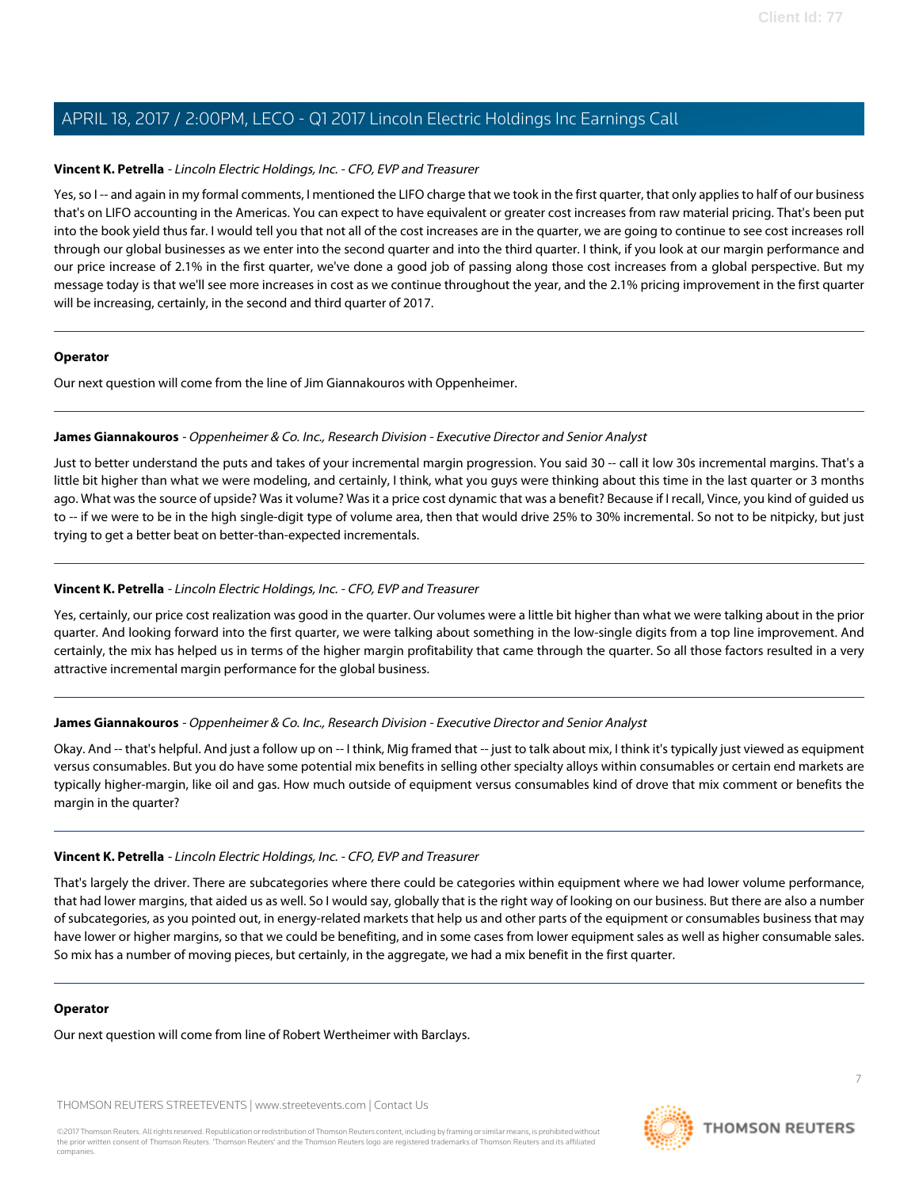**Vincent K. Petrella** - *Lincoln Electric Holdings, Inc. - CFO, EVP and Treasurer*

Yes, so I -- and again in my formal comments, I mentioned the LIFO charge that we took in the first quarter, that only applies to half of our business that's on LIFO accounting in the Americas. You can expect to have equivalent or greater cost increases from raw material pricing. That's been put into the book yield thus far. I would tell you that not all of the cost increases are in the quarter, we are going to continue to see cost increases roll through our global businesses as we enter into the second quarter and into the third quarter. I think, if you look at our margin performance and our price increase of 2.1% in the first quarter, we've done a good job of passing along those cost increases from a global perspective. But my message today is that we'll see more increases in cost as we continue throughout the year, and the 2.1% pricing improvement in the first quarter will be increasing, certainly, in the second and third quarter of 2017.

---

**Operator**

Our next question will come from the line of Jim Giannakouros with Oppenheimer.

---

**James Giannakouros** - *Oppenheimer & Co. Inc., Research Division - Executive Director and Senior Analyst*

Just to better understand the puts and takes of your incremental margin progression. You said 30 -- call it low 30s incremental margins. That's a little bit higher than what we were modeling, and certainly, I think, what you guys were thinking about this time in the last quarter or 3 months ago. What was the source of upside? Was it volume? Was it a price cost dynamic that was a benefit? Because if I recall, Vince, you kind of guided us to -- if we were to be in the high single-digit type of volume area, then that would drive 25% to 30% incremental. So not to be nitpicky, but just trying to get a better beat on better-than-expected incrementals.

---

**Vincent K. Petrella** - *Lincoln Electric Holdings, Inc. - CFO, EVP and Treasurer*

Yes, certainly, our price cost realization was good in the quarter. Our volumes were a little bit higher than what we were talking about in the prior quarter. And looking forward into the first quarter, we were talking about something in the low-single digits from a top line improvement. And certainly, the mix has helped us in terms of the higher margin profitability that came through the quarter. So all those factors resulted in a very attractive incremental margin performance for the global business.

---

**James Giannakouros** - *Oppenheimer & Co. Inc., Research Division - Executive Director and Senior Analyst*

Okay. And -- that's helpful. And just a follow up on -- I think, Mig framed that -- just to talk about mix, I think it's typically just viewed as equipment versus consumables. But you do have some potential mix benefits in selling other specialty alloys within consumables or certain end markets are typically higher-margin, like oil and gas. How much outside of equipment versus consumables kind of drove that mix comment or benefits the margin in the quarter?

---

**Vincent K. Petrella** - *Lincoln Electric Holdings, Inc. - CFO, EVP and Treasurer*

That's largely the driver. There are subcategories where there could be categories within equipment where we had lower volume performance, that had lower margins, that aided us as well. So I would say, globally that is the right way of looking on our business. But there are also a number of subcategories, as you pointed out, in energy-related markets that help us and other parts of the equipment or consumables business that may have lower or higher margins, so that we could be benefiting, and in some cases from lower equipment sales as well as higher consumable sales. So mix has a number of moving pieces, but certainly, in the aggregate, we had a mix benefit in the first quarter.

---

**Operator**

Our next question will come from line of Robert Wertheimer with Barclays.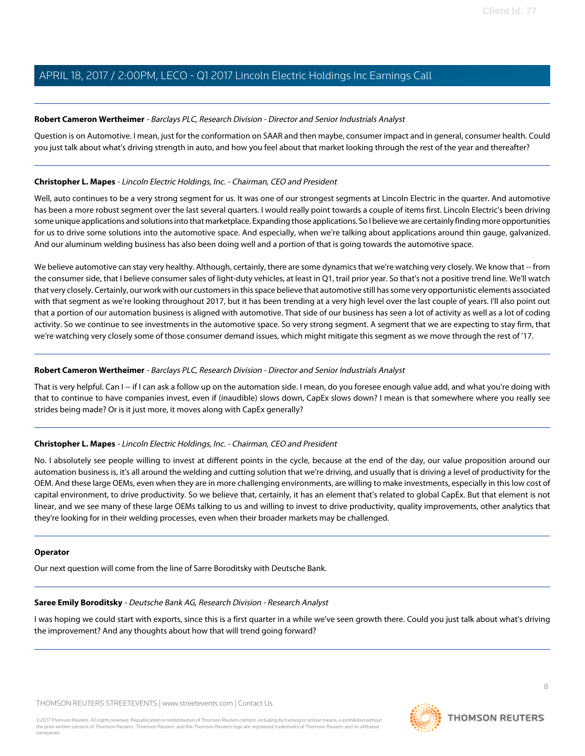**Robert Cameron Wertheimer** - *Barclays PLC, Research Division - Director and Senior Industrials Analyst*

Question is on Automotive. I mean, just for the conformation on SAAR and then maybe, consumer impact and in general, consumer health. Could you just talk about what's driving strength in auto, and how you feel about that market looking through the rest of the year and thereafter?

---

**Christopher L. Mapes** - *Lincoln Electric Holdings, Inc. - Chairman, CEO and President*

Well, auto continues to be a very strong segment for us. It was one of our strongest segments at Lincoln Electric in the quarter. And automotive has been a more robust segment over the last several quarters. I would really point towards a couple of items first. Lincoln Electric's been driving some unique applications and solutions into that marketplace. Expanding those applications. So I believe we are certainly finding more opportunities for us to drive some solutions into the automotive space. And especially, when we're talking about applications around thin gauge, galvanized. And our aluminum welding business has also been doing well and a portion of that is going towards the automotive space.

We believe automotive can stay very healthy. Although, certainly, there are some dynamics that we're watching very closely. We know that -- from the consumer side, that I believe consumer sales of light-duty vehicles, at least in Q1, trail prior year. So that's not a positive trend line. We'll watch that very closely. Certainly, our work with our customers in this space believe that automotive still has some very opportunistic elements associated with that segment as we're looking throughout 2017, but it has been trending at a very high level over the last couple of years. I'll also point out that a portion of our automation business is aligned with automotive. That side of our business has seen a lot of activity as well as a lot of coding activity. So we continue to see investments in the automotive space. So very strong segment. A segment that we are expecting to stay firm, that we're watching very closely some of those consumer demand issues, which might mitigate this segment as we move through the rest of '17.

---

**Robert Cameron Wertheimer** - *Barclays PLC, Research Division - Director and Senior Industrials Analyst*

That is very helpful. Can I -- if I can ask a follow up on the automation side. I mean, do you foresee enough value add, and what you're doing with that to continue to have companies invest, even if (inaudible) slows down, CapEx slows down? I mean is that somewhere where you really see strides being made? Or is it just more, it moves along with CapEx generally?

---

**Christopher L. Mapes** - *Lincoln Electric Holdings, Inc. - Chairman, CEO and President*

No. I absolutely see people willing to invest at different points in the cycle, because at the end of the day, our value proposition around our automation business is, it's all around the welding and cutting solution that we're driving, and usually that is driving a level of productivity for the OEM. And these large OEMs, even when they are in more challenging environments, are willing to make investments, especially in this low cost of capital environment, to drive productivity. So we believe that, certainly, it has an element that's related to global CapEx. But that element is not linear, and we see many of these large OEMs talking to us and willing to invest to drive productivity, quality improvements, other analytics that they're looking for in their welding processes, even when their broader markets may be challenged.

---

**Operator**

Our next question will come from the line of Sarre Boroditsky with Deutsche Bank.

---

**Saree Emily Boroditsky** - *Deutsche Bank AG, Research Division - Research Analyst*

I was hoping we could start with exports, since this is a first quarter in a while we've seen growth there. Could you just talk about what's driving the improvement? And any thoughts about how that will trend going forward?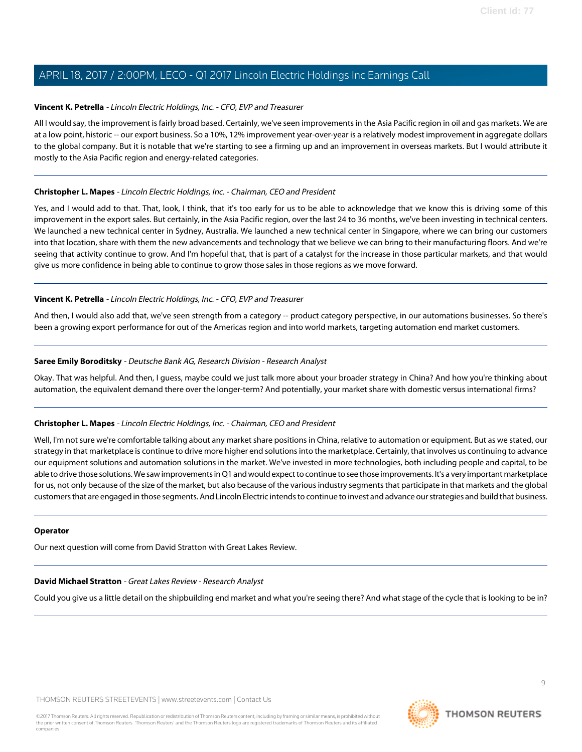**Vincent K. Petrella** - *Lincoln Electric Holdings, Inc. - CFO, EVP and Treasurer*

All I would say, the improvement is fairly broad based. Certainly, we've seen improvements in the Asia Pacific region in oil and gas markets. We are at a low point, historic -- our export business. So a 10%, 12% improvement year-over-year is a relatively modest improvement in aggregate dollars to the global company. But it is notable that we're starting to see a firming up and an improvement in overseas markets. But I would attribute it mostly to the Asia Pacific region and energy-related categories.

---

**Christopher L. Mapes** - *Lincoln Electric Holdings, Inc. - Chairman, CEO and President*

Yes, and I would add to that. That, look, I think, that it's too early for us to be able to acknowledge that we know this is driving some of this improvement in the export sales. But certainly, in the Asia Pacific region, over the last 24 to 36 months, we've been investing in technical centers. We launched a new technical center in Sydney, Australia. We launched a new technical center in Singapore, where we can bring our customers into that location, share with them the new advancements and technology that we believe we can bring to their manufacturing floors. And we're seeing that activity continue to grow. And I'm hopeful that, that is part of a catalyst for the increase in those particular markets, and that would give us more confidence in being able to continue to grow those sales in those regions as we move forward.

---

**Vincent K. Petrella** - *Lincoln Electric Holdings, Inc. - CFO, EVP and Treasurer*

And then, I would also add that, we've seen strength from a category -- product category perspective, in our automations businesses. So there's been a growing export performance for out of the Americas region and into world markets, targeting automation end market customers.

---

**Saree Emily Boroditsky** - *Deutsche Bank AG, Research Division - Research Analyst*

Okay. That was helpful. And then, I guess, maybe could we just talk more about your broader strategy in China? And how you're thinking about automation, the equivalent demand there over the longer-term? And potentially, your market share with domestic versus international firms?

---

**Christopher L. Mapes** - *Lincoln Electric Holdings, Inc. - Chairman, CEO and President*

Well, I'm not sure we're comfortable talking about any market share positions in China, relative to automation or equipment. But as we stated, our strategy in that marketplace is continue to drive more higher end solutions into the marketplace. Certainly, that involves us continuing to advance our equipment solutions and automation solutions in the market. We've invested in more technologies, both including people and capital, to be able to drive those solutions. We saw improvements in Q1 and would expect to continue to see those improvements. It's a very important marketplace for us, not only because of the size of the market, but also because of the various industry segments that participate in that markets and the global customers that are engaged in those segments. And Lincoln Electric intends to continue to invest and advance our strategies and build that business.

---

**Operator**

Our next question will come from David Stratton with Great Lakes Review.

---

**David Michael Stratton** - *Great Lakes Review - Research Analyst*

Could you give us a little detail on the shipbuilding end market and what you're seeing there? And what stage of the cycle that is looking to be in?

---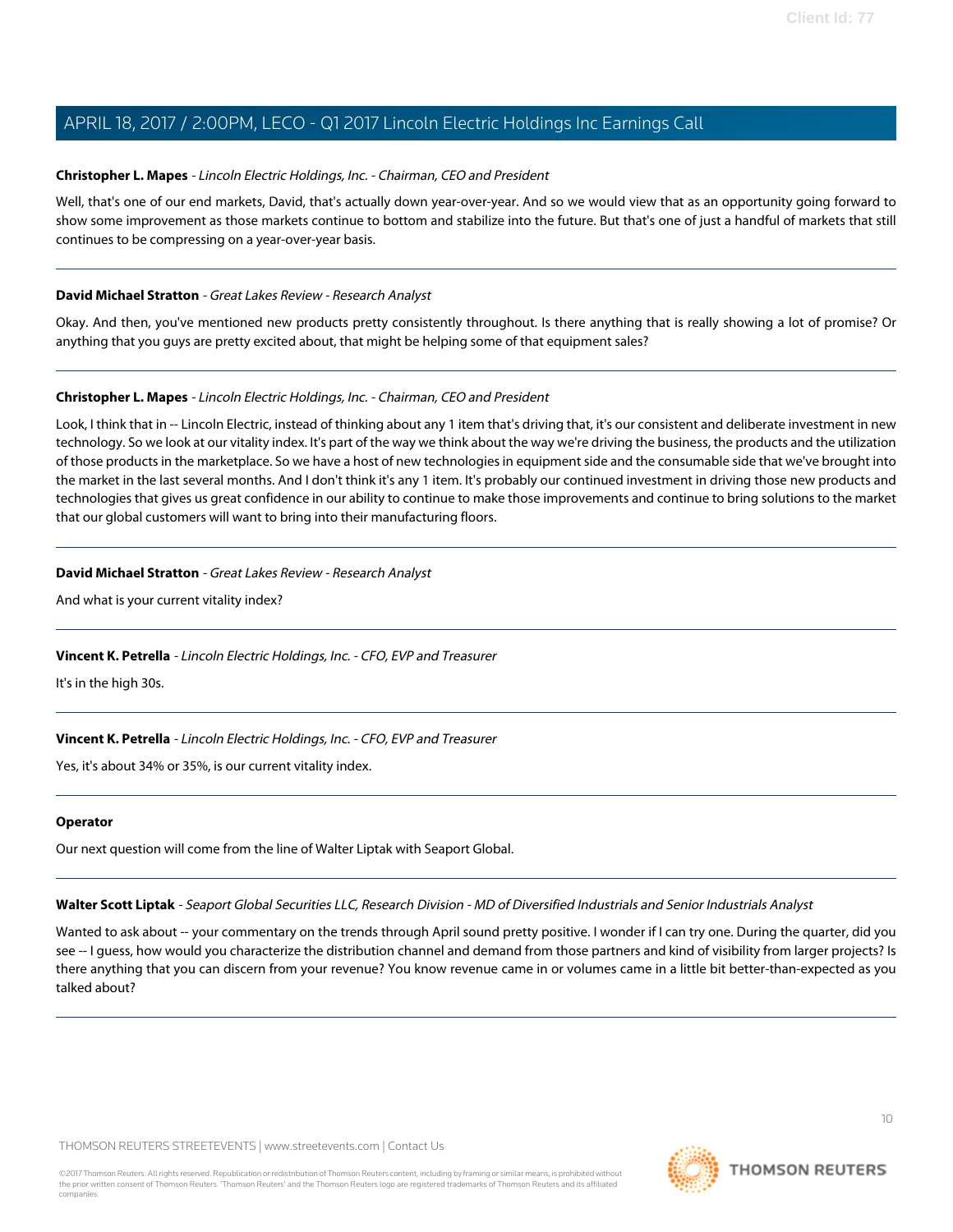**Christopher L. Mapes** - *Lincoln Electric Holdings, Inc. - Chairman, CEO and President*

Well, that's one of our end markets, David, that's actually down year-over-year. And so we would view that as an opportunity going forward to show some improvement as those markets continue to bottom and stabilize into the future. But that's one of just a handful of markets that still continues to be compressing on a year-over-year basis.

---

**David Michael Stratton** - *Great Lakes Review - Research Analyst*

Okay. And then, you've mentioned new products pretty consistently throughout. Is there anything that is really showing a lot of promise? Or anything that you guys are pretty excited about, that might be helping some of that equipment sales?

---

**Christopher L. Mapes** - *Lincoln Electric Holdings, Inc. - Chairman, CEO and President*

Look, I think that in -- Lincoln Electric, instead of thinking about any 1 item that's driving that, it's our consistent and deliberate investment in new technology. So we look at our vitality index. It's part of the way we think about the way we're driving the business, the products and the utilization of those products in the marketplace. So we have a host of new technologies in equipment side and the consumable side that we've brought into the market in the last several months. And I don't think it's any 1 item. It's probably our continued investment in driving those new products and technologies that gives us great confidence in our ability to continue to make those improvements and continue to bring solutions to the market that our global customers will want to bring into their manufacturing floors.

---

**David Michael Stratton** - *Great Lakes Review - Research Analyst*

And what is your current vitality index?

---

**Vincent K. Petrella** - *Lincoln Electric Holdings, Inc. - CFO, EVP and Treasurer*

It's in the high 30s.

---

**Vincent K. Petrella** - *Lincoln Electric Holdings, Inc. - CFO, EVP and Treasurer*

Yes, it's about 34% or 35%, is our current vitality index.

---

**Operator**

Our next question will come from the line of Walter Liptak with Seaport Global.

---

**Walter Scott Liptak** - *Seaport Global Securities LLC, Research Division - MD of Diversified Industrials and Senior Industrials Analyst*

Wanted to ask about -- your commentary on the trends through April sound pretty positive. I wonder if I can try one. During the quarter, did you see -- I guess, how would you characterize the distribution channel and demand from those partners and kind of visibility from larger projects? Is there anything that you can discern from your revenue? You know revenue came in or volumes came in a little bit better-than-expected as you talked about?

---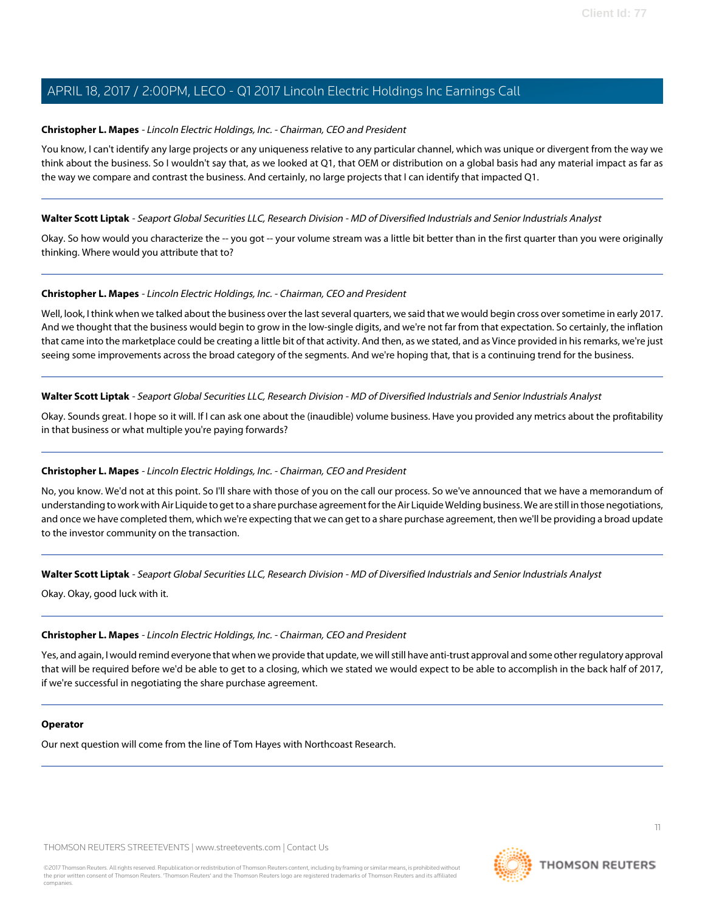**Christopher L. Mapes** - *Lincoln Electric Holdings, Inc. - Chairman, CEO and President*

You know, I can't identify any large projects or any uniqueness relative to any particular channel, which was unique or divergent from the way we think about the business. So I wouldn't say that, as we looked at Q1, that OEM or distribution on a global basis had any material impact as far as the way we compare and contrast the business. And certainly, no large projects that I can identify that impacted Q1.

---

**Walter Scott Liptak** - *Seaport Global Securities LLC, Research Division - MD of Diversified Industrials and Senior Industrials Analyst*

Okay. So how would you characterize the -- you got -- your volume stream was a little bit better than in the first quarter than you were originally thinking. Where would you attribute that to?

---

**Christopher L. Mapes** - *Lincoln Electric Holdings, Inc. - Chairman, CEO and President*

Well, look, I think when we talked about the business over the last several quarters, we said that we would begin cross over sometime in early 2017. And we thought that the business would begin to grow in the low-single digits, and we're not far from that expectation. So certainly, the inflation that came into the marketplace could be creating a little bit of that activity. And then, as we stated, and as Vince provided in his remarks, we're just seeing some improvements across the broad category of the segments. And we're hoping that, that is a continuing trend for the business.

---

**Walter Scott Liptak** - *Seaport Global Securities LLC, Research Division - MD of Diversified Industrials and Senior Industrials Analyst*

Okay. Sounds great. I hope so it will. If I can ask one about the (inaudible) volume business. Have you provided any metrics about the profitability in that business or what multiple you're paying forwards?

---

**Christopher L. Mapes** - *Lincoln Electric Holdings, Inc. - Chairman, CEO and President*

No, you know. We'd not at this point. So I'll share with those of you on the call our process. So we've announced that we have a memorandum of understanding to work with Air Liquide to get to a share purchase agreement for the Air Liquide Welding business. We are still in those negotiations, and once we have completed them, which we're expecting that we can get to a share purchase agreement, then we'll be providing a broad update to the investor community on the transaction.

---

**Walter Scott Liptak** - *Seaport Global Securities LLC, Research Division - MD of Diversified Industrials and Senior Industrials Analyst*

Okay. Okay, good luck with it.

---

**Christopher L. Mapes** - *Lincoln Electric Holdings, Inc. - Chairman, CEO and President*

Yes, and again, I would remind everyone that when we provide that update, we will still have anti-trust approval and some other regulatory approval that will be required before we'd be able to get to a closing, which we stated we would expect to be able to accomplish in the back half of 2017, if we're successful in negotiating the share purchase agreement.

---

**Operator**

Our next question will come from the line of Tom Hayes with Northcoast Research.

---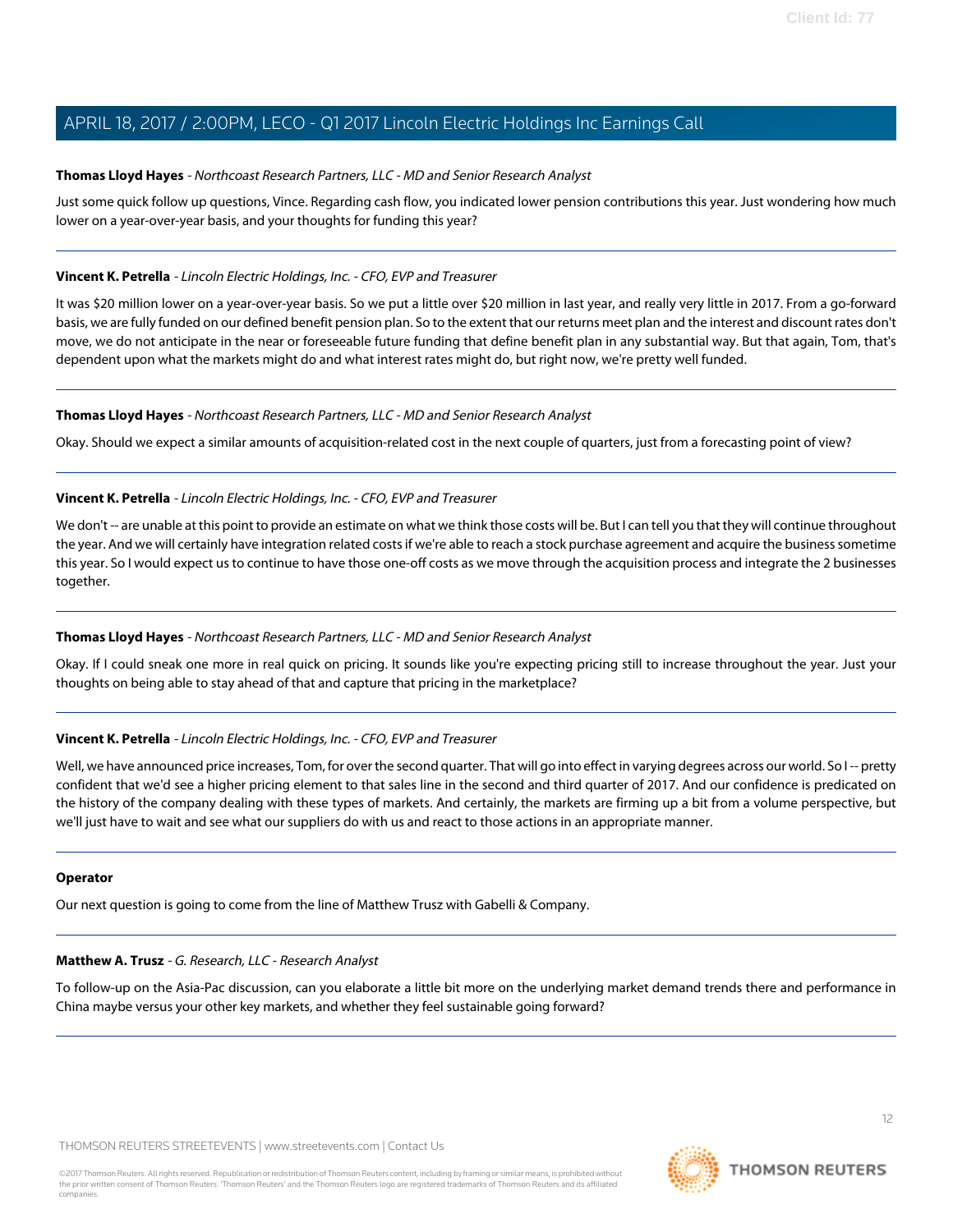**Thomas Lloyd Hayes** - *Northcoast Research Partners, LLC - MD and Senior Research Analyst*

Just some quick follow up questions, Vince. Regarding cash flow, you indicated lower pension contributions this year. Just wondering how much lower on a year-over-year basis, and your thoughts for funding this year?

---

**Vincent K. Petrella** - *Lincoln Electric Holdings, Inc. - CFO, EVP and Treasurer*

It was $20 million lower on a year-over-year basis. So we put a little over $20 million in last year, and really very little in 2017. From a go-forward basis, we are fully funded on our defined benefit pension plan. So to the extent that our returns meet plan and the interest and discount rates don't move, we do not anticipate in the near or foreseeable future funding that define benefit plan in any substantial way. But that again, Tom, that's dependent upon what the markets might do and what interest rates might do, but right now, we're pretty well funded.

---

**Thomas Lloyd Hayes** - *Northcoast Research Partners, LLC - MD and Senior Research Analyst*

Okay. Should we expect a similar amounts of acquisition-related cost in the next couple of quarters, just from a forecasting point of view?

---

**Vincent K. Petrella** - *Lincoln Electric Holdings, Inc. - CFO, EVP and Treasurer*

We don't -- are unable at this point to provide an estimate on what we think those costs will be. But I can tell you that they will continue throughout the year. And we will certainly have integration related costs if we're able to reach a stock purchase agreement and acquire the business sometime this year. So I would expect us to continue to have those one-off costs as we move through the acquisition process and integrate the 2 businesses together.

---

**Thomas Lloyd Hayes** - *Northcoast Research Partners, LLC - MD and Senior Research Analyst*

Okay. If I could sneak one more in real quick on pricing. It sounds like you're expecting pricing still to increase throughout the year. Just your thoughts on being able to stay ahead of that and capture that pricing in the marketplace?

---

**Vincent K. Petrella** - *Lincoln Electric Holdings, Inc. - CFO, EVP and Treasurer*

Well, we have announced price increases, Tom, for over the second quarter. That will go into effect in varying degrees across our world. So I -- pretty confident that we'd see a higher pricing element to that sales line in the second and third quarter of 2017. And our confidence is predicated on the history of the company dealing with these types of markets. And certainly, the markets are firming up a bit from a volume perspective, but we'll just have to wait and see what our suppliers do with us and react to those actions in an appropriate manner.

---

**Operator**

Our next question is going to come from the line of Matthew Trusz with Gabelli & Company.

---

**Matthew A. Trusz** - *G. Research, LLC - Research Analyst*

To follow-up on the Asia-Pac discussion, can you elaborate a little bit more on the underlying market demand trends there and performance in China maybe versus your other key markets, and whether they feel sustainable going forward?

---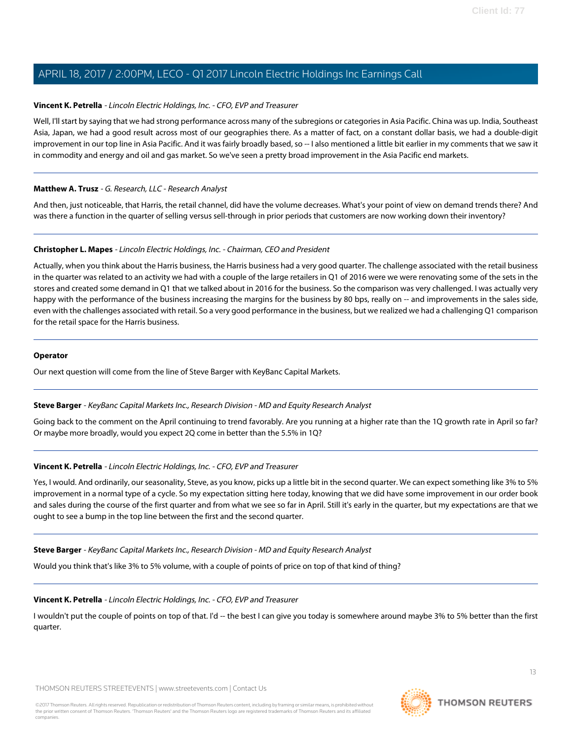**Vincent K. Petrella** - *Lincoln Electric Holdings, Inc. - CFO, EVP and Treasurer*

Well, I'll start by saying that we had strong performance across many of the subregions or categories in Asia Pacific. China was up. India, Southeast Asia, Japan, we had a good result across most of our geographies there. As a matter of fact, on a constant dollar basis, we had a double-digit improvement in our top line in Asia Pacific. And it was fairly broadly based, so -- I also mentioned a little bit earlier in my comments that we saw it in commodity and energy and oil and gas market. So we've seen a pretty broad improvement in the Asia Pacific end markets.

---

**Matthew A. Trusz** - *G. Research, LLC - Research Analyst*

And then, just noticeable, that Harris, the retail channel, did have the volume decreases. What's your point of view on demand trends there? And was there a function in the quarter of selling versus sell-through in prior periods that customers are now working down their inventory?

---

**Christopher L. Mapes** - *Lincoln Electric Holdings, Inc. - Chairman, CEO and President*

Actually, when you think about the Harris business, the Harris business had a very good quarter. The challenge associated with the retail business in the quarter was related to an activity we had with a couple of the large retailers in Q1 of 2016 were we were renovating some of the sets in the stores and created some demand in Q1 that we talked about in 2016 for the business. So the comparison was very challenged. I was actually very happy with the performance of the business increasing the margins for the business by 80 bps, really on -- and improvements in the sales side, even with the challenges associated with retail. So a very good performance in the business, but we realized we had a challenging Q1 comparison for the retail space for the Harris business.

---

**Operator**

Our next question will come from the line of Steve Barger with KeyBanc Capital Markets.

---

**Steve Barger** - *KeyBanc Capital Markets Inc., Research Division - MD and Equity Research Analyst*

Going back to the comment on the April continuing to trend favorably. Are you running at a higher rate than the 1Q growth rate in April so far? Or maybe more broadly, would you expect 2Q come in better than the 5.5% in 1Q?

---

**Vincent K. Petrella** - *Lincoln Electric Holdings, Inc. - CFO, EVP and Treasurer*

Yes, I would. And ordinarily, our seasonality, Steve, as you know, picks up a little bit in the second quarter. We can expect something like 3% to 5% improvement in a normal type of a cycle. So my expectation sitting here today, knowing that we did have some improvement in our order book and sales during the course of the first quarter and from what we see so far in April. Still it's early in the quarter, but my expectations are that we ought to see a bump in the top line between the first and the second quarter.

---

**Steve Barger** - *KeyBanc Capital Markets Inc., Research Division - MD and Equity Research Analyst*

Would you think that's like 3% to 5% volume, with a couple of points of price on top of that kind of thing?

---

**Vincent K. Petrella** - *Lincoln Electric Holdings, Inc. - CFO, EVP and Treasurer*

I wouldn't put the couple of points on top of that. I'd -- the best I can give you today is somewhere around maybe 3% to 5% better than the first quarter.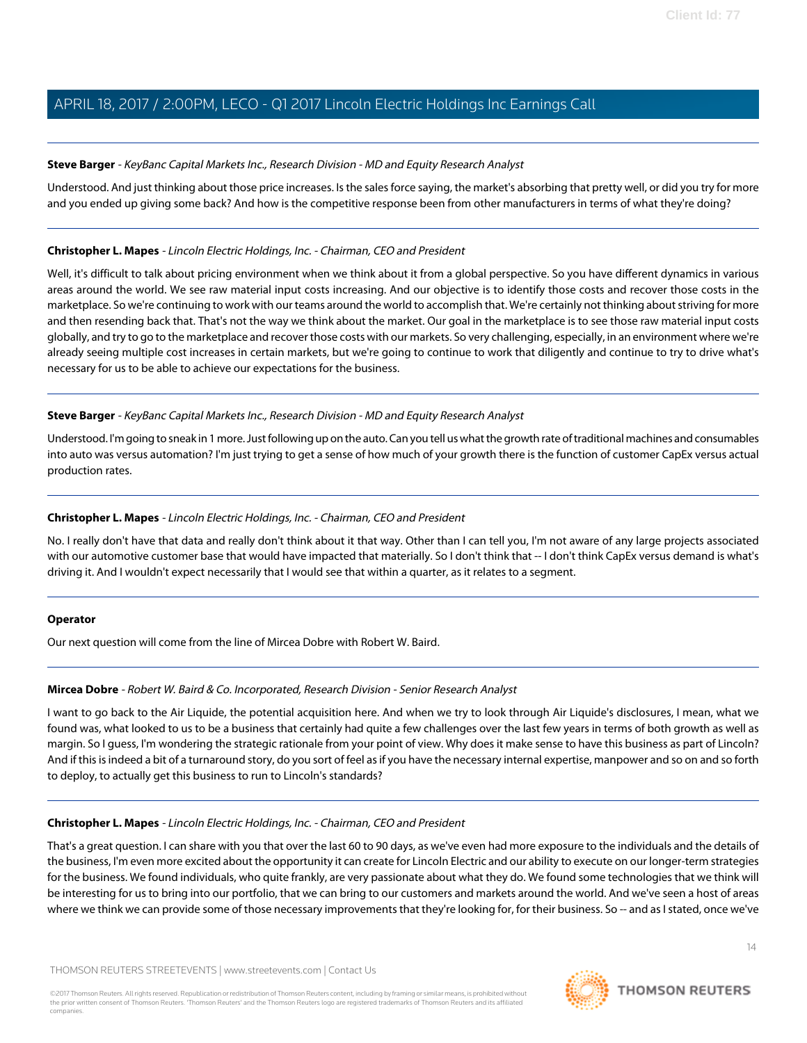**Steve Barger** - *KeyBanc Capital Markets Inc., Research Division - MD and Equity Research Analyst*

Understood. And just thinking about those price increases. Is the sales force saying, the market's absorbing that pretty well, or did you try for more and you ended up giving some back? And how is the competitive response been from other manufacturers in terms of what they're doing?

---

**Christopher L. Mapes** - *Lincoln Electric Holdings, Inc. - Chairman, CEO and President*

Well, it's difficult to talk about pricing environment when we think about it from a global perspective. So you have different dynamics in various areas around the world. We see raw material input costs increasing. And our objective is to identify those costs and recover those costs in the marketplace. So we're continuing to work with our teams around the world to accomplish that. We're certainly not thinking about striving for more and then resending back that. That's not the way we think about the market. Our goal in the marketplace is to see those raw material input costs globally, and try to go to the marketplace and recover those costs with our markets. So very challenging, especially, in an environment where we're already seeing multiple cost increases in certain markets, but we're going to continue to work that diligently and continue to try to drive what's necessary for us to be able to achieve our expectations for the business.

---

**Steve Barger** - *KeyBanc Capital Markets Inc., Research Division - MD and Equity Research Analyst*

Understood. I'm going to sneak in 1 more. Just following up on the auto. Can you tell us what the growth rate of traditional machines and consumables into auto was versus automation? I'm just trying to get a sense of how much of your growth there is the function of customer CapEx versus actual production rates.

---

**Christopher L. Mapes** - *Lincoln Electric Holdings, Inc. - Chairman, CEO and President*

No. I really don't have that data and really don't think about it that way. Other than I can tell you, I'm not aware of any large projects associated with our automotive customer base that would have impacted that materially. So I don't think that -- I don't think CapEx versus demand is what's driving it. And I wouldn't expect necessarily that I would see that within a quarter, as it relates to a segment.

---

**Operator**

Our next question will come from the line of Mircea Dobre with Robert W. Baird.

---

**Mircea Dobre** - *Robert W. Baird & Co. Incorporated, Research Division - Senior Research Analyst*

I want to go back to the Air Liquide, the potential acquisition here. And when we try to look through Air Liquide's disclosures, I mean, what we found was, what looked to us to be a business that certainly had quite a few challenges over the last few years in terms of both growth as well as margin. So I guess, I'm wondering the strategic rationale from your point of view. Why does it make sense to have this business as part of Lincoln? And if this is indeed a bit of a turnaround story, do you sort of feel as if you have the necessary internal expertise, manpower and so on and so forth to deploy, to actually get this business to run to Lincoln's standards?

---

**Christopher L. Mapes** - *Lincoln Electric Holdings, Inc. - Chairman, CEO and President*

That's a great question. I can share with you that over the last 60 to 90 days, as we've even had more exposure to the individuals and the details of the business, I'm even more excited about the opportunity it can create for Lincoln Electric and our ability to execute on our longer-term strategies for the business. We found individuals, who quite frankly, are very passionate about what they do. We found some technologies that we think will be interesting for us to bring into our portfolio, that we can bring to our customers and markets around the world. And we've seen a host of areas where we think we can provide some of those necessary improvements that they're looking for, for their business. So -- and as I stated, once we've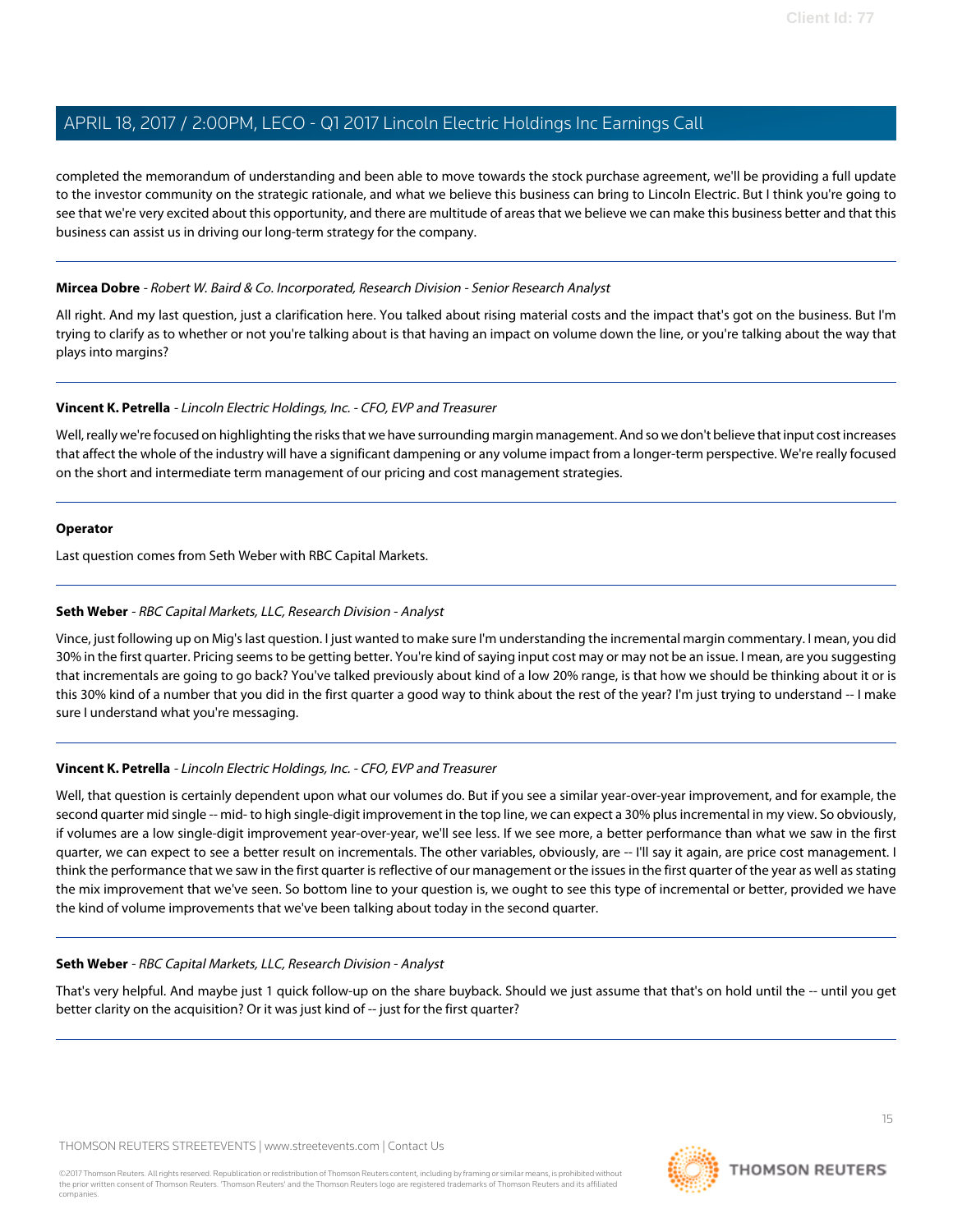completed the memorandum of understanding and been able to move towards the stock purchase agreement, we'll be providing a full update to the investor community on the strategic rationale, and what we believe this business can bring to Lincoln Electric. But I think you're going to see that we're very excited about this opportunity, and there are multitude of areas that we believe we can make this business better and that this business can assist us in driving our long-term strategy for the company.

---

**Mircea Dobre** - *Robert W. Baird & Co. Incorporated, Research Division - Senior Research Analyst*

All right. And my last question, just a clarification here. You talked about rising material costs and the impact that's got on the business. But I'm trying to clarify as to whether or not you're talking about is that having an impact on volume down the line, or you're talking about the way that plays into margins?

---

**Vincent K. Petrella** - *Lincoln Electric Holdings, Inc. - CFO, EVP and Treasurer*

Well, really we're focused on highlighting the risks that we have surrounding margin management. And so we don't believe that input cost increases that affect the whole of the industry will have a significant dampening or any volume impact from a longer-term perspective. We're really focused on the short and intermediate term management of our pricing and cost management strategies.

---

**Operator**

Last question comes from Seth Weber with RBC Capital Markets.

---

**Seth Weber** - *RBC Capital Markets, LLC, Research Division - Analyst*

Vince, just following up on Mig's last question. I just wanted to make sure I'm understanding the incremental margin commentary. I mean, you did 30% in the first quarter. Pricing seems to be getting better. You're kind of saying input cost may or may not be an issue. I mean, are you suggesting that incrementals are going to go back? You've talked previously about kind of a low 20% range, is that how we should be thinking about it or is this 30% kind of a number that you did in the first quarter a good way to think about the rest of the year? I'm just trying to understand -- I make sure I understand what you're messaging.

---

**Vincent K. Petrella** - *Lincoln Electric Holdings, Inc. - CFO, EVP and Treasurer*

Well, that question is certainly dependent upon what our volumes do. But if you see a similar year-over-year improvement, and for example, the second quarter mid single -- mid- to high single-digit improvement in the top line, we can expect a 30% plus incremental in my view. So obviously, if volumes are a low single-digit improvement year-over-year, we'll see less. If we see more, a better performance than what we saw in the first quarter, we can expect to see a better result on incrementals. The other variables, obviously, are -- I'll say it again, are price cost management. I think the performance that we saw in the first quarter is reflective of our management or the issues in the first quarter of the year as well as stating the mix improvement that we've seen. So bottom line to your question is, we ought to see this type of incremental or better, provided we have the kind of volume improvements that we've been talking about today in the second quarter.

---

**Seth Weber** - *RBC Capital Markets, LLC, Research Division - Analyst*

That's very helpful. And maybe just 1 quick follow-up on the share buyback. Should we just assume that that's on hold until the -- until you get better clarity on the acquisition? Or it was just kind of -- just for the first quarter?

---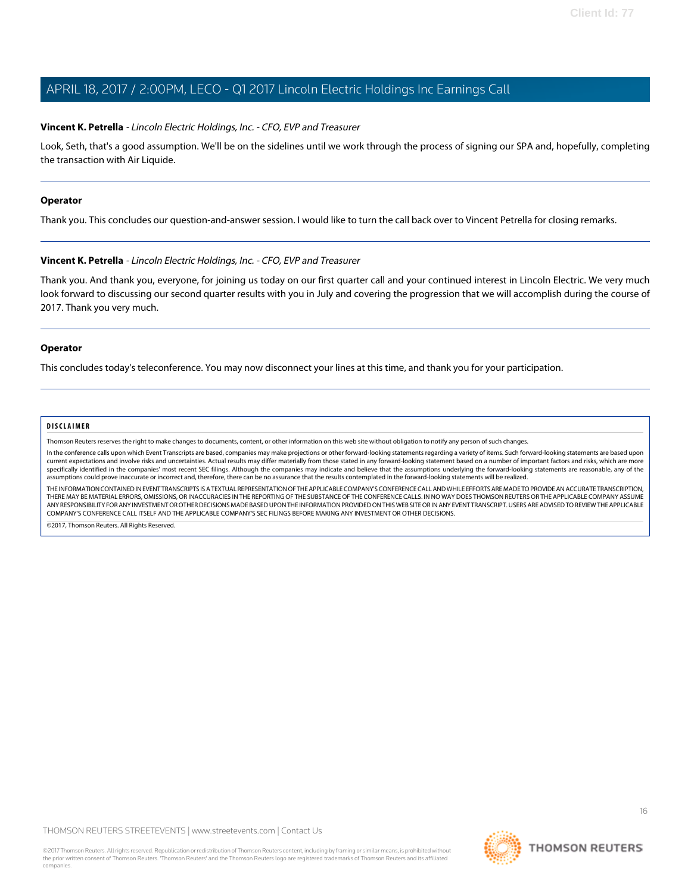**Vincent K. Petrella** - *Lincoln Electric Holdings, Inc. - CFO, EVP and Treasurer*

Look, Seth, that's a good assumption. We'll be on the sidelines until we work through the process of signing our SPA and, hopefully, completing the transaction with Air Liquide.

---

**Operator**

Thank you. This concludes our question-and-answer session. I would like to turn the call back over to Vincent Petrella for closing remarks.

---

**Vincent K. Petrella** - *Lincoln Electric Holdings, Inc. - CFO, EVP and Treasurer*

Thank you. And thank you, everyone, for joining us today on our first quarter call and your continued interest in Lincoln Electric. We very much look forward to discussing our second quarter results with you in July and covering the progression that we will accomplish during the course of 2017. Thank you very much.

---

**Operator**

This concludes today's teleconference. You may now disconnect your lines at this time, and thank you for your participation.

---

**DISCLAIMER**

Thomson Reuters reserves the right to make changes to documents, content, or other information on this web site without obligation to notify any person of such changes.

In the conference calls upon which Event Transcripts are based, companies may make projections or other forward-looking statements regarding a variety of items. Such forward-looking statements are based upon current expectations and involve risks and uncertainties. Actual results may differ materially from those stated in any forward-looking statement based on a number of important factors and risks, which are more specifically identified in the companies' most recent SEC filings. Although the companies may indicate and believe that the assumptions underlying the forward-looking statements are reasonable, any of the assumptions could prove inaccurate or incorrect and, therefore, there can be no assurance that the results contemplated in the forward-looking statements will be realized.

THE INFORMATION CONTAINED IN EVENT TRANSCRIPTS IS A TEXTUAL REPRESENTATION OF THE APPLICABLE COMPANY'S CONFERENCE CALL AND WHILE EFFORTS ARE MADE TO PROVIDE AN ACCURATE TRANSCRIPTION, THERE MAY BE MATERIAL ERRORS, OMISSIONS, OR INACCURACIES IN THE REPORTING OF THE SUBSTANCE OF THE CONFERENCE CALLS. IN NO WAY DOES THOMSON REUTERS OR THE APPLICABLE COMPANY ASSUME ANY RESPONSIBILITY FOR ANY INVESTMENT OR OTHER DECISIONS MADE BASED UPON THE INFORMATION PROVIDED ON THIS WEB SITE OR IN ANY EVENT TRANSCRIPT. USERS ARE ADVISED TO REVIEW THE APPLICABLE COMPANY'S CONFERENCE CALL ITSELF AND THE APPLICABLE COMPANY'S SEC FILINGS BEFORE MAKING ANY INVESTMENT OR OTHER DECISIONS.

©2017, Thomson Reuters. All Rights Reserved.